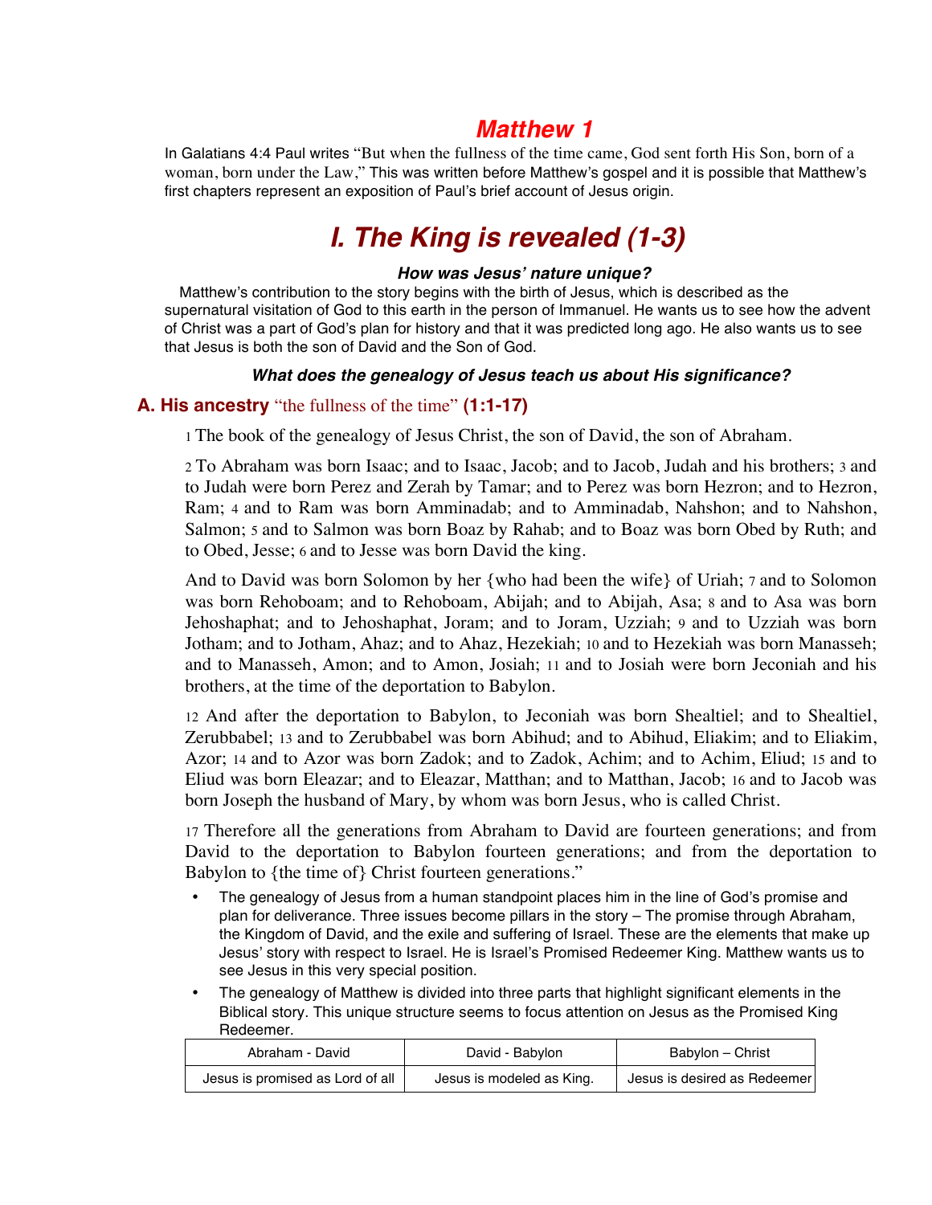# *Matthew 1*

In Galatians 4:4 Paul writes "But when the fullness of the time came, God sent forth His Son, born of a woman, born under the Law," This was written before Matthew's gospel and it is possible that Matthew's first chapters represent an exposition of Paul's brief account of Jesus origin.

# *I. The King is revealed (1-3)*

***How was Jesus' nature unique?***

Matthew's contribution to the story begins with the birth of Jesus, which is described as the supernatural visitation of God to this earth in the person of Immanuel. He wants us to see how the advent of Christ was a part of God's plan for history and that it was predicted long ago. He also wants us to see that Jesus is both the son of David and the Son of God.

***What does the genealogy of Jesus teach us about His significance?***

## A. His ancestry "the fullness of the time" (1:1-17)

1 The book of the genealogy of Jesus Christ, the son of David, the son of Abraham.

2 To Abraham was born Isaac; and to Isaac, Jacob; and to Jacob, Judah and his brothers; 3 and to Judah were born Perez and Zerah by Tamar; and to Perez was born Hezron; and to Hezron, Ram; 4 and to Ram was born Amminadab; and to Amminadab, Nahshon; and to Nahshon, Salmon; 5 and to Salmon was born Boaz by Rahab; and to Boaz was born Obed by Ruth; and to Obed, Jesse; 6 and to Jesse was born David the king.

And to David was born Solomon by her {who had been the wife} of Uriah; 7 and to Solomon was born Rehoboam; and to Rehoboam, Abijah; and to Abijah, Asa; 8 and to Asa was born Jehoshaphat; and to Jehoshaphat, Joram; and to Joram, Uzziah; 9 and to Uzziah was born Jotham; and to Jotham, Ahaz; and to Ahaz, Hezekiah; 10 and to Hezekiah was born Manasseh; and to Manasseh, Amon; and to Amon, Josiah; 11 and to Josiah were born Jeconiah and his brothers, at the time of the deportation to Babylon.

12 And after the deportation to Babylon, to Jeconiah was born Shealtiel; and to Shealtiel, Zerubbabel; 13 and to Zerubbabel was born Abihud; and to Abihud, Eliakim; and to Eliakim, Azor; 14 and to Azor was born Zadok; and to Zadok, Achim; and to Achim, Eliud; 15 and to Eliud was born Eleazar; and to Eleazar, Matthan; and to Matthan, Jacob; 16 and to Jacob was born Joseph the husband of Mary, by whom was born Jesus, who is called Christ.

17 Therefore all the generations from Abraham to David are fourteen generations; and from David to the deportation to Babylon fourteen generations; and from the deportation to Babylon to {the time of} Christ fourteen generations."

- The genealogy of Jesus from a human standpoint places him in the line of God's promise and plan for deliverance. Three issues become pillars in the story – The promise through Abraham, the Kingdom of David, and the exile and suffering of Israel. These are the elements that make up Jesus' story with respect to Israel. He is Israel's Promised Redeemer King. Matthew wants us to see Jesus in this very special position.
- The genealogy of Matthew is divided into three parts that highlight significant elements in the Biblical story. This unique structure seems to focus attention on Jesus as the Promised King Redeemer.

| Abraham - David | David - Babylon | Babylon – Christ |
|---|---|---|
| Jesus is promised as Lord of all | Jesus is modeled as King. | Jesus is desired as Redeemer |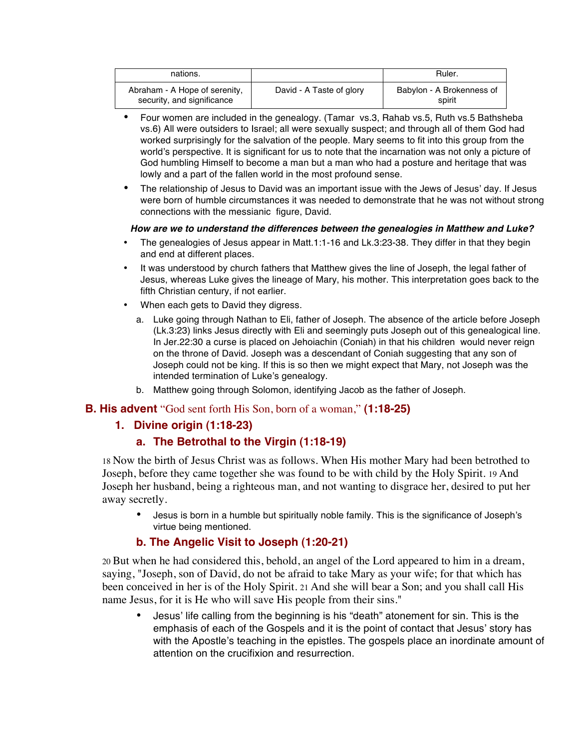| nations. | | Ruler. |
|---|---|---|
| Abraham - A Hope of serenity, security, and significance | David - A Taste of glory | Babylon - A Brokenness of spirit |

- Four women are included in the genealogy. (Tamar vs.3, Rahab vs.5, Ruth vs.5 Bathsheba vs.6) All were outsiders to Israel; all were sexually suspect; and through all of them God had worked surprisingly for the salvation of the people. Mary seems to fit into this group from the world's perspective. It is significant for us to note that the incarnation was not only a picture of God humbling Himself to become a man but a man who had a posture and heritage that was lowly and a part of the fallen world in the most profound sense.
- The relationship of Jesus to David was an important issue with the Jews of Jesus' day. If Jesus were born of humble circumstances it was needed to demonstrate that he was not without strong connections with the messianic figure, David.

***How are we to understand the differences between the genealogies in Matthew and Luke?***

- The genealogies of Jesus appear in Matt.1:1-16 and Lk.3:23-38. They differ in that they begin and end at different places.
- It was understood by church fathers that Matthew gives the line of Joseph, the legal father of Jesus, whereas Luke gives the lineage of Mary, his mother. This interpretation goes back to the fifth Christian century, if not earlier.
- When each gets to David they digress.
  a. Luke going through Nathan to Eli, father of Joseph. The absence of the article before Joseph (Lk.3:23) links Jesus directly with Eli and seemingly puts Joseph out of this genealogical line. In Jer.22:30 a curse is placed on Jehoiachin (Coniah) in that his children would never reign on the throne of David. Joseph was a descendant of Coniah suggesting that any son of Joseph could not be king. If this is so then we might expect that Mary, not Joseph was the intended termination of Luke's genealogy.
  b. Matthew going through Solomon, identifying Jacob as the father of Joseph.

## B. His advent "God sent forth His Son, born of a woman," (1:18-25)

### 1. Divine origin (1:18-23)

#### a. The Betrothal to the Virgin (1:18-19)

18 Now the birth of Jesus Christ was as follows. When His mother Mary had been betrothed to Joseph, before they came together she was found to be with child by the Holy Spirit. 19 And Joseph her husband, being a righteous man, and not wanting to disgrace her, desired to put her away secretly.

- Jesus is born in a humble but spiritually noble family. This is the significance of Joseph's virtue being mentioned.

#### b. The Angelic Visit to Joseph (1:20-21)

20 But when he had considered this, behold, an angel of the Lord appeared to him in a dream, saying, "Joseph, son of David, do not be afraid to take Mary as your wife; for that which has been conceived in her is of the Holy Spirit. 21 And she will bear a Son; and you shall call His name Jesus, for it is He who will save His people from their sins."

- Jesus' life calling from the beginning is his "death" atonement for sin. This is the emphasis of each of the Gospels and it is the point of contact that Jesus' story has with the Apostle's teaching in the epistles. The gospels place an inordinate amount of attention on the crucifixion and resurrection.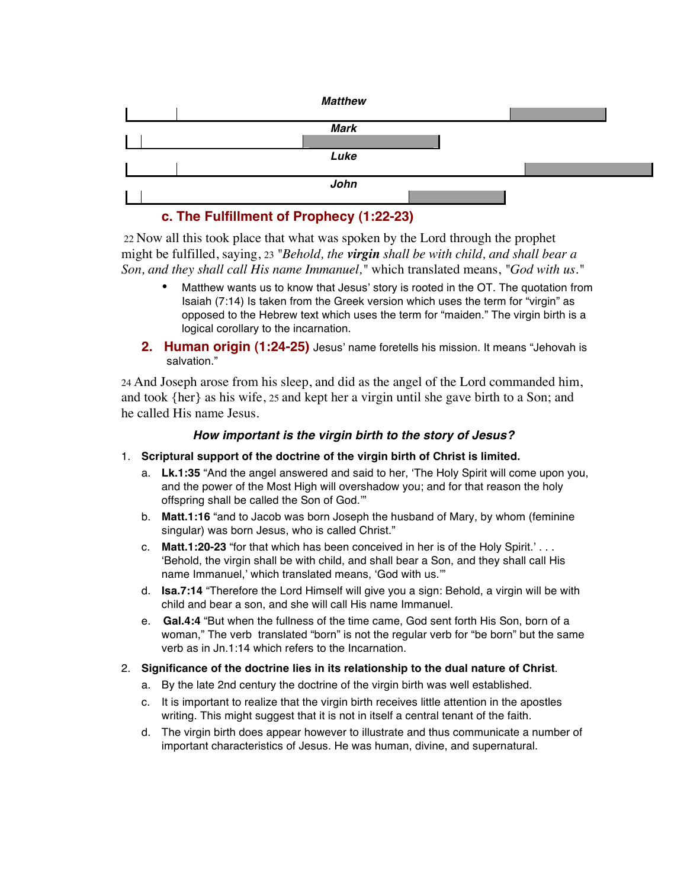**Matthew**

**Mark**

**Luke**

**John**

### c. The Fulfillment of Prophecy (1:22-23)

22 Now all this took place that what was spoken by the Lord through the prophet might be fulfilled, saying, 23 "*Behold, the* ***virgin*** *shall be with child, and shall bear a Son, and they shall call His name Immanuel,*" which translated means, "*God with us*."

- Matthew wants us to know that Jesus' story is rooted in the OT. The quotation from Isaiah (7:14) Is taken from the Greek version which uses the term for "virgin" as opposed to the Hebrew text which uses the term for "maiden." The virgin birth is a logical corollary to the incarnation.

### 2. Human origin (1:24-25)

Jesus' name foretells his mission. It means "Jehovah is salvation."

24 And Joseph arose from his sleep, and did as the angel of the Lord commanded him, and took {her} as his wife, 25 and kept her a virgin until she gave birth to a Son; and he called His name Jesus.

***How important is the virgin birth to the story of Jesus?***

1. **Scriptural support of the doctrine of the virgin birth of Christ is limited.**
   a. **Lk.1:35** "And the angel answered and said to her, 'The Holy Spirit will come upon you, and the power of the Most High will overshadow you; and for that reason the holy offspring shall be called the Son of God.'"
   b. **Matt.1:16** "and to Jacob was born Joseph the husband of Mary, by whom (feminine singular) was born Jesus, who is called Christ."
   c. **Matt.1:20-23** "for that which has been conceived in her is of the Holy Spirit.' . . . 'Behold, the virgin shall be with child, and shall bear a Son, and they shall call His name Immanuel,' which translated means, 'God with us.'"
   d. **Isa.7:14** "Therefore the Lord Himself will give you a sign: Behold, a virgin will be with child and bear a son, and she will call His name Immanuel.
   e. **Gal.4:4** "But when the fullness of the time came, God sent forth His Son, born of a woman," The verb translated "born" is not the regular verb for "be born" but the same verb as in Jn.1:14 which refers to the Incarnation.
2. **Significance of the doctrine lies in its relationship to the dual nature of Christ**.
   a. By the late 2nd century the doctrine of the virgin birth was well established.
   c. It is important to realize that the virgin birth receives little attention in the apostles writing. This might suggest that it is not in itself a central tenant of the faith.
   d. The virgin birth does appear however to illustrate and thus communicate a number of important characteristics of Jesus. He was human, divine, and supernatural.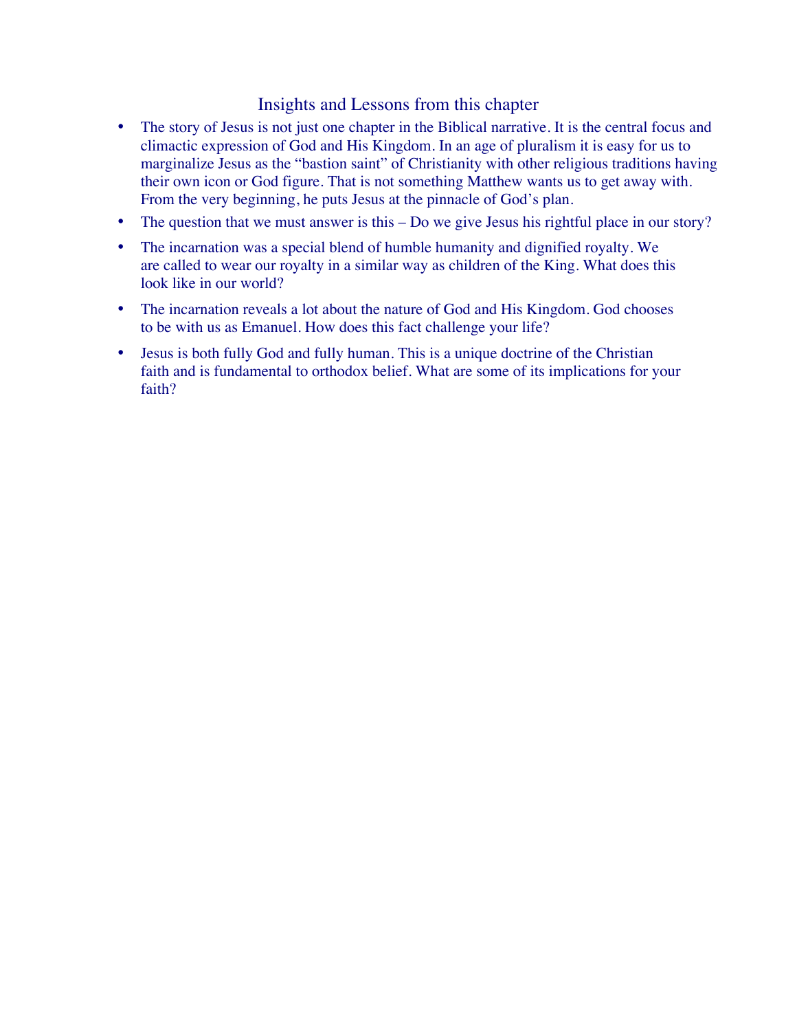## Insights and Lessons from this chapter

- The story of Jesus is not just one chapter in the Biblical narrative. It is the central focus and climactic expression of God and His Kingdom. In an age of pluralism it is easy for us to marginalize Jesus as the "bastion saint" of Christianity with other religious traditions having their own icon or God figure. That is not something Matthew wants us to get away with. From the very beginning, he puts Jesus at the pinnacle of God's plan.
- The question that we must answer is this – Do we give Jesus his rightful place in our story?
- The incarnation was a special blend of humble humanity and dignified royalty. We are called to wear our royalty in a similar way as children of the King. What does this look like in our world?
- The incarnation reveals a lot about the nature of God and His Kingdom. God chooses to be with us as Emanuel. How does this fact challenge your life?
- Jesus is both fully God and fully human. This is a unique doctrine of the Christian faith and is fundamental to orthodox belief. What are some of its implications for your faith?